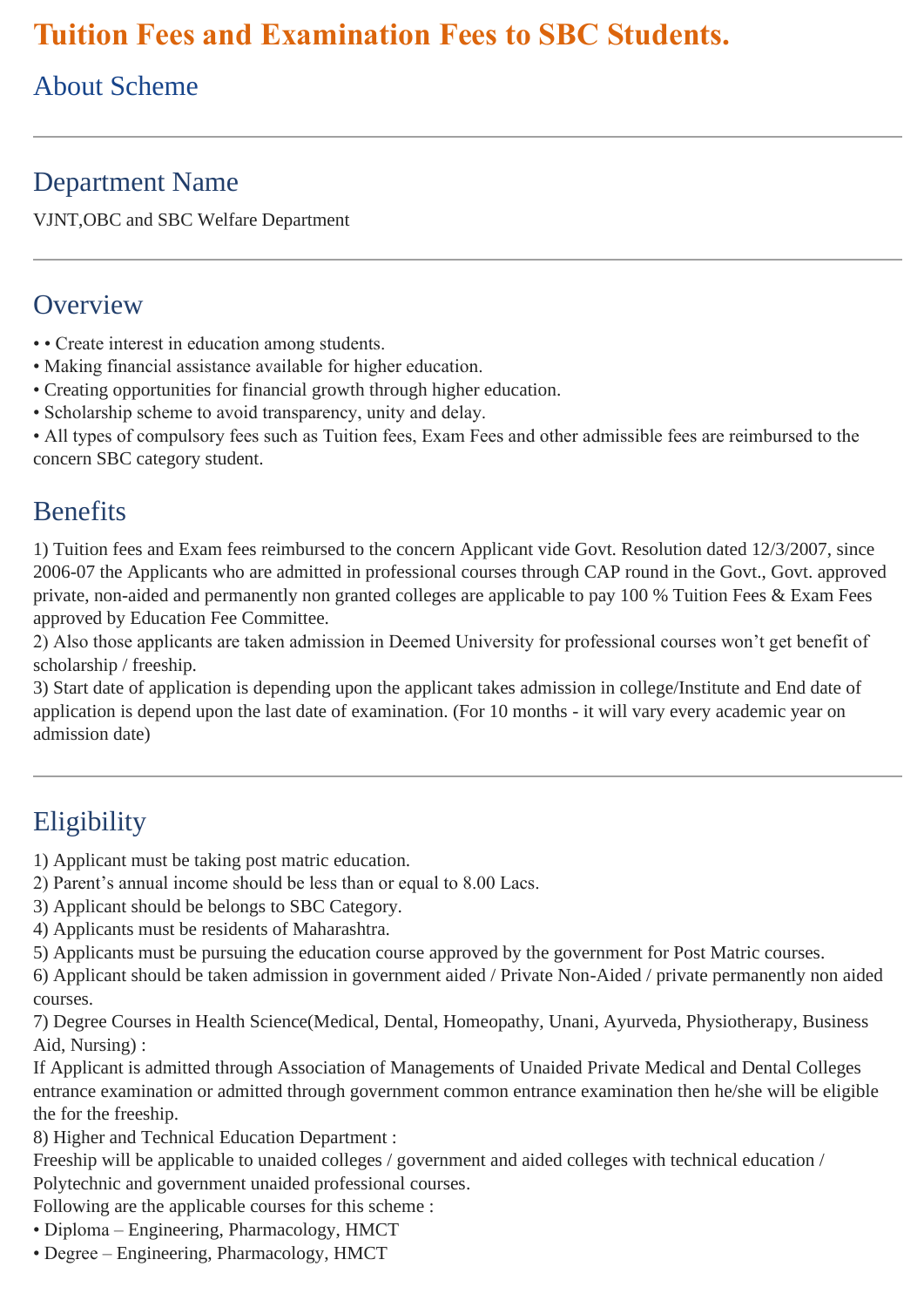# Tuition Fees and Examination Fees to SBC Students.

## About Scheme

---

## Department Name

VJNT,OBC and SBC Welfare Department

---

## Overview

• • Create interest in education among students.
• Making financial assistance available for higher education.
• Creating opportunities for financial growth through higher education.
• Scholarship scheme to avoid transparency, unity and delay.
• All types of compulsory fees such as Tuition fees, Exam Fees and other admissible fees are reimbursed to the concern SBC category student.

## Benefits

1) Tuition fees and Exam fees reimbursed to the concern Applicant vide Govt. Resolution dated 12/3/2007, since 2006-07 the Applicants who are admitted in professional courses through CAP round in the Govt., Govt. approved private, non-aided and permanently non granted colleges are applicable to pay 100 % Tuition Fees & Exam Fees approved by Education Fee Committee.
2) Also those applicants are taken admission in Deemed University for professional courses won't get benefit of scholarship / freeship.
3) Start date of application is depending upon the applicant takes admission in college/Institute and End date of application is depend upon the last date of examination. (For 10 months - it will vary every academic year on admission date)

---

## Eligibility

1) Applicant must be taking post matric education.
2) Parent's annual income should be less than or equal to 8.00 Lacs.
3) Applicant should be belongs to SBC Category.
4) Applicants must be residents of Maharashtra.
5) Applicants must be pursuing the education course approved by the government for Post Matric courses.
6) Applicant should be taken admission in government aided / Private Non-Aided / private permanently non aided courses.
7) Degree Courses in Health Science(Medical, Dental, Homeopathy, Unani, Ayurveda, Physiotherapy, Business Aid, Nursing) :
If Applicant is admitted through Association of Managements of Unaided Private Medical and Dental Colleges entrance examination or admitted through government common entrance examination then he/she will be eligible the for the freeship.
8) Higher and Technical Education Department :
Freeship will be applicable to unaided colleges / government and aided colleges with technical education / Polytechnic and government unaided professional courses.
Following are the applicable courses for this scheme :
• Diploma – Engineering, Pharmacology, HMCT
• Degree – Engineering, Pharmacology, HMCT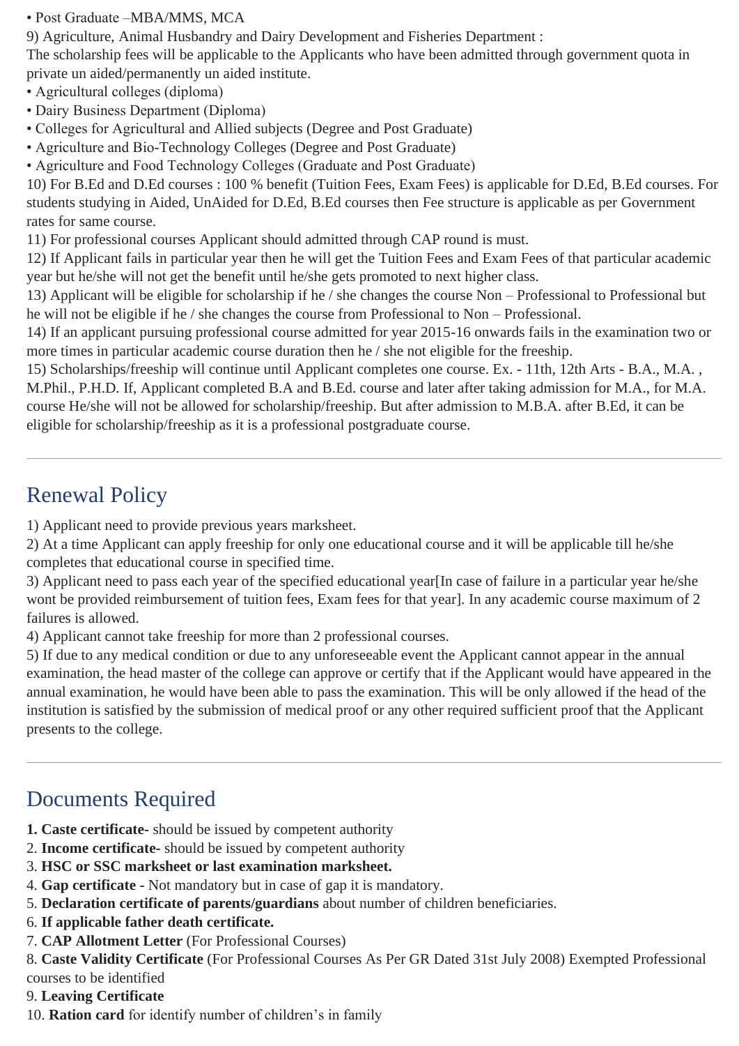- Post Graduate –MBA/MMS, MCA

9) Agriculture, Animal Husbandry and Dairy Development and Fisheries Department :
The scholarship fees will be applicable to the Applicants who have been admitted through government quota in private un aided/permanently un aided institute.

- Agricultural colleges (diploma)
- Dairy Business Department (Diploma)
- Colleges for Agricultural and Allied subjects (Degree and Post Graduate)
- Agriculture and Bio-Technology Colleges (Degree and Post Graduate)
- Agriculture and Food Technology Colleges (Graduate and Post Graduate)

10) For B.Ed and D.Ed courses : 100 % benefit (Tuition Fees, Exam Fees) is applicable for D.Ed, B.Ed courses. For students studying in Aided, UnAided for D.Ed, B.Ed courses then Fee structure is applicable as per Government rates for same course.
11) For professional courses Applicant should admitted through CAP round is must.
12) If Applicant fails in particular year then he will get the Tuition Fees and Exam Fees of that particular academic year but he/she will not get the benefit until he/she gets promoted to next higher class.
13) Applicant will be eligible for scholarship if he / she changes the course Non – Professional to Professional but he will not be eligible if he / she changes the course from Professional to Non – Professional.
14) If an applicant pursuing professional course admitted for year 2015-16 onwards fails in the examination two or more times in particular academic course duration then he / she not eligible for the freeship.
15) Scholarships/freeship will continue until Applicant completes one course. Ex. - 11th, 12th Arts - B.A., M.A. , M.Phil., P.H.D. If, Applicant completed B.A and B.Ed. course and later after taking admission for M.A., for M.A. course He/she will not be allowed for scholarship/freeship. But after admission to M.B.A. after B.Ed, it can be eligible for scholarship/freeship as it is a professional postgraduate course.

---

## Renewal Policy

1) Applicant need to provide previous years marksheet.
2) At a time Applicant can apply freeship for only one educational course and it will be applicable till he/she completes that educational course in specified time.
3) Applicant need to pass each year of the specified educational year[In case of failure in a particular year he/she wont be provided reimbursement of tuition fees, Exam fees for that year]. In any academic course maximum of 2 failures is allowed.
4) Applicant cannot take freeship for more than 2 professional courses.
5) If due to any medical condition or due to any unforeseeable event the Applicant cannot appear in the annual examination, the head master of the college can approve or certify that if the Applicant would have appeared in the annual examination, he would have been able to pass the examination. This will be only allowed if the head of the institution is satisfied by the submission of medical proof or any other required sufficient proof that the Applicant presents to the college.

---

## Documents Required

**1. Caste certificate-** should be issued by competent authority
2. **Income certificate-** should be issued by competent authority
3. **HSC or SSC marksheet or last examination marksheet.**
4. **Gap certificate -** Not mandatory but in case of gap it is mandatory.
5. **Declaration certificate of parents/guardians** about number of children beneficiaries.
6. **If applicable father death certificate.**
7. **CAP Allotment Letter** (For Professional Courses)
8. **Caste Validity Certificate** (For Professional Courses As Per GR Dated 31st July 2008) Exempted Professional courses to be identified
9. **Leaving Certificate**
10. **Ration card** for identify number of children's in family